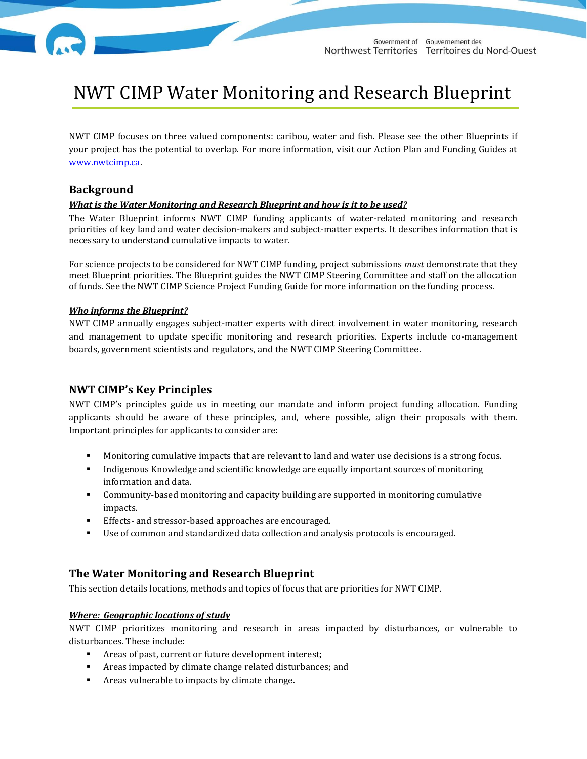# NWT CIMP Water Monitoring and Research Blueprint

NWT CIMP focuses on three valued components: caribou, water and fish. Please see the other Blueprints if your project has the potential to overlap. For more information, visit our Action Plan and Funding Guides at www.nwtcimp.ca.

## Background

***What is the Water Monitoring and Research Blueprint and how is it to be used?***

The Water Blueprint informs NWT CIMP funding applicants of water-related monitoring and research priorities of key land and water decision-makers and subject-matter experts. It describes information that is necessary to understand cumulative impacts to water.

For science projects to be considered for NWT CIMP funding, project submissions ***must*** demonstrate that they meet Blueprint priorities. The Blueprint guides the NWT CIMP Steering Committee and staff on the allocation of funds. See the NWT CIMP Science Project Funding Guide for more information on the funding process.

***Who informs the Blueprint?***

NWT CIMP annually engages subject-matter experts with direct involvement in water monitoring, research and management to update specific monitoring and research priorities. Experts include co-management boards, government scientists and regulators, and the NWT CIMP Steering Committee.

## NWT CIMP's Key Principles

NWT CIMP's principles guide us in meeting our mandate and inform project funding allocation. Funding applicants should be aware of these principles, and, where possible, align their proposals with them. Important principles for applicants to consider are:

- Monitoring cumulative impacts that are relevant to land and water use decisions is a strong focus.
- Indigenous Knowledge and scientific knowledge are equally important sources of monitoring information and data.
- Community-based monitoring and capacity building are supported in monitoring cumulative impacts.
- Effects- and stressor-based approaches are encouraged.
- Use of common and standardized data collection and analysis protocols is encouraged.

## The Water Monitoring and Research Blueprint

This section details locations, methods and topics of focus that are priorities for NWT CIMP.

***Where: Geographic locations of study***

NWT CIMP prioritizes monitoring and research in areas impacted by disturbances, or vulnerable to disturbances. These include:

- Areas of past, current or future development interest;
- Areas impacted by climate change related disturbances; and
- Areas vulnerable to impacts by climate change.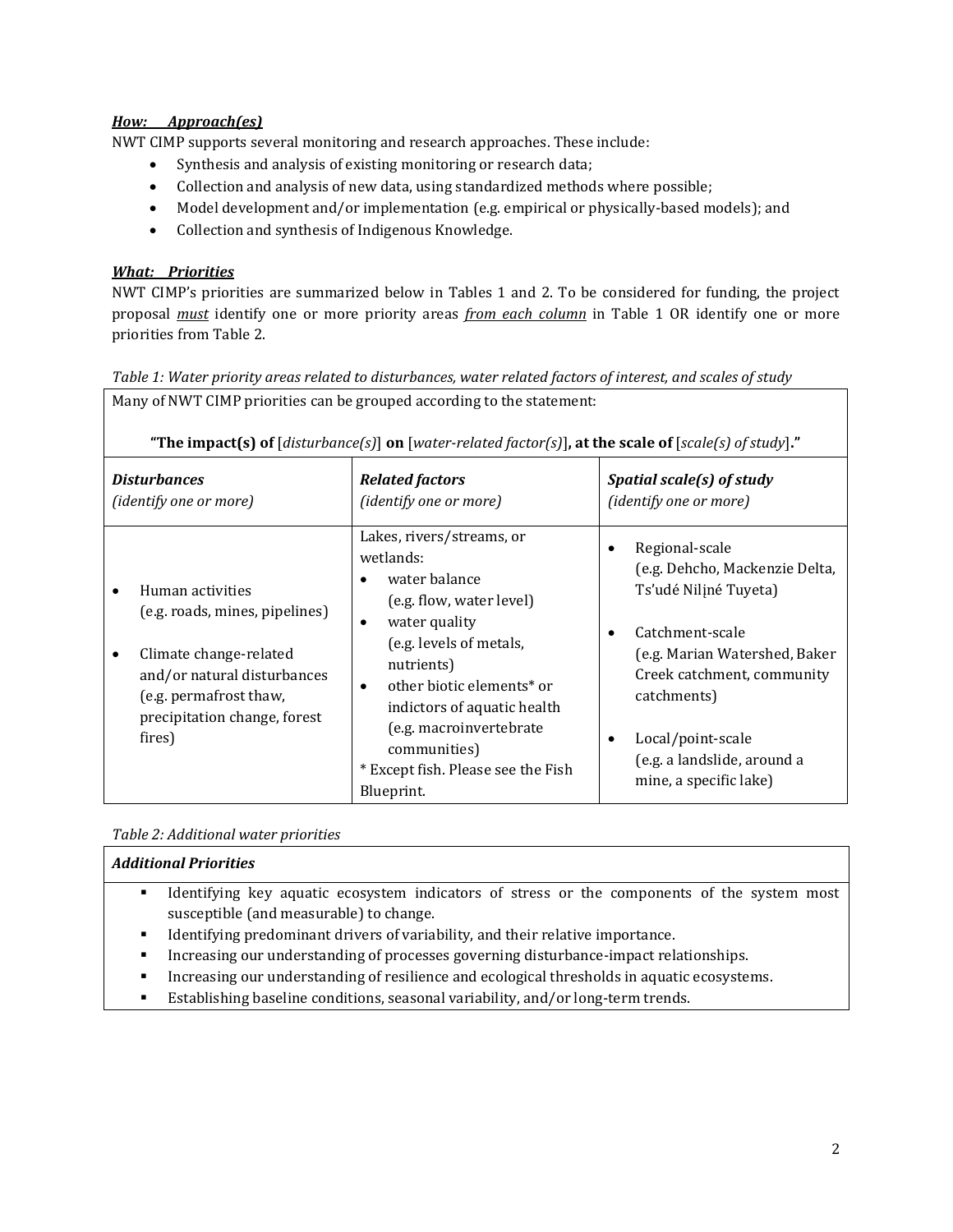***How: Approach(es)***

NWT CIMP supports several monitoring and research approaches. These include:

- Synthesis and analysis of existing monitoring or research data;
- Collection and analysis of new data, using standardized methods where possible;
- Model development and/or implementation (e.g. empirical or physically-based models); and
- Collection and synthesis of Indigenous Knowledge.

***What: Priorities***

NWT CIMP's priorities are summarized below in Tables 1 and 2. To be considered for funding, the project proposal ***must*** identify one or more priority areas ***from each column*** in Table 1 OR identify one or more priorities from Table 2.

*Table 1: Water priority areas related to disturbances, water related factors of interest, and scales of study*

| Many of NWT CIMP priorities can be grouped according to the statement:<br><br>**"The impact(s) of** [*disturbance(s)*] **on** [*water-related factor(s)*]**, at the scale of** [*scale(s) of study*]**."** | | |
|---|---|---|
| ***Disturbances***<br>*(identify one or more)* | ***Related factors***<br>*(identify one or more)* | ***Spatial scale(s) of study***<br>*(identify one or more)* |
| • Human activities (e.g. roads, mines, pipelines)<br><br>• Climate change-related and/or natural disturbances (e.g. permafrost thaw, precipitation change, forest fires) | Lakes, rivers/streams, or wetlands:<br>• water balance (e.g. flow, water level)<br>• water quality (e.g. levels of metals, nutrients)<br>• other biotic elements* or indictors of aquatic health (e.g. macroinvertebrate communities)<br>* Except fish. Please see the Fish Blueprint. | • Regional-scale (e.g. Dehcho, Mackenzie Delta, Ts'udé Nilįné Tuyeta)<br><br>• Catchment-scale (e.g. Marian Watershed, Baker Creek catchment, community catchments)<br><br>• Local/point-scale (e.g. a landslide, around a mine, a specific lake) |

*Table 2: Additional water priorities*

| ***Additional Priorities*** |
|---|
| ▪ Identifying key aquatic ecosystem indicators of stress or the components of the system most susceptible (and measurable) to change.<br>▪ Identifying predominant drivers of variability, and their relative importance.<br>▪ Increasing our understanding of processes governing disturbance-impact relationships.<br>▪ Increasing our understanding of resilience and ecological thresholds in aquatic ecosystems.<br>▪ Establishing baseline conditions, seasonal variability, and/or long-term trends. |